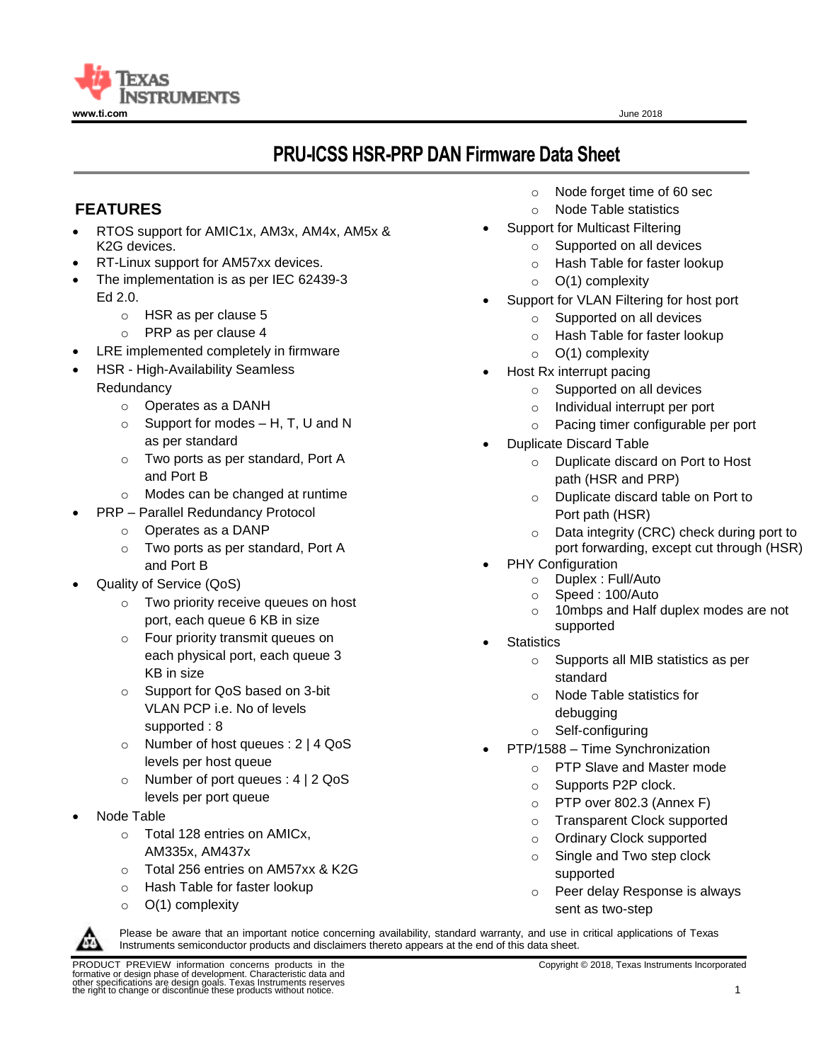# PRU-ICSS HSR-PRP DAN Firmware Data Sheet

## FEATURES

- RTOS support for AMIC1x, AM3x, AM4x, AM5x & K2G devices.
- RT-Linux support for AM57xx devices.
- The implementation is as per IEC 62439-3 Ed 2.0.
  - HSR as per clause 5
  - PRP as per clause 4
- LRE implemented completely in firmware
- HSR - High-Availability Seamless Redundancy
  - Operates as a DANH
  - Support for modes – H, T, U and N as per standard
  - Two ports as per standard, Port A and Port B
  - Modes can be changed at runtime
- PRP – Parallel Redundancy Protocol
  - Operates as a DANP
  - Two ports as per standard, Port A and Port B
- Quality of Service (QoS)
  - Two priority receive queues on host port, each queue 6 KB in size
  - Four priority transmit queues on each physical port, each queue 3 KB in size
  - Support for QoS based on 3-bit VLAN PCP i.e. No of levels supported : 8
  - Number of host queues : 2 | 4 QoS levels per host queue
  - Number of port queues : 4 | 2 QoS levels per port queue
- Node Table
  - Total 128 entries on AMICx, AM335x, AM437x
  - Total 256 entries on AM57xx & K2G
  - Hash Table for faster lookup
  - O(1) complexity
  - Node forget time of 60 sec
  - Node Table statistics
- Support for Multicast Filtering
  - Supported on all devices
  - Hash Table for faster lookup
  - O(1) complexity
- Support for VLAN Filtering for host port
  - Supported on all devices
  - Hash Table for faster lookup
  - O(1) complexity
- Host Rx interrupt pacing
  - Supported on all devices
  - Individual interrupt per port
  - Pacing timer configurable per port
- Duplicate Discard Table
  - Duplicate discard on Port to Host path (HSR and PRP)
  - Duplicate discard table on Port to Port path (HSR)
  - Data integrity (CRC) check during port to port forwarding, except cut through (HSR)
- PHY Configuration
  - Duplex : Full/Auto
  - Speed : 100/Auto
  - 10mbps and Half duplex modes are not supported
- Statistics
  - Supports all MIB statistics as per standard
  - Node Table statistics for debugging
  - Self-configuring
- PTP/1588 – Time Synchronization
  - PTP Slave and Master mode
  - Supports P2P clock.
  - PTP over 802.3 (Annex F)
  - Transparent Clock supported
  - Ordinary Clock supported
  - Single and Two step clock supported
  - Peer delay Response is always sent as two-step

Please be aware that an important notice concerning availability, standard warranty, and use in critical applications of Texas Instruments semiconductor products and disclaimers thereto appears at the end of this data sheet.

PRODUCT PREVIEW information concerns products in the formative or design phase of development. Characteristic data and other specifications are design goals. Texas Instruments reserves the right to change or discontinue these products without notice.

Copyright © 2018, Texas Instruments Incorporated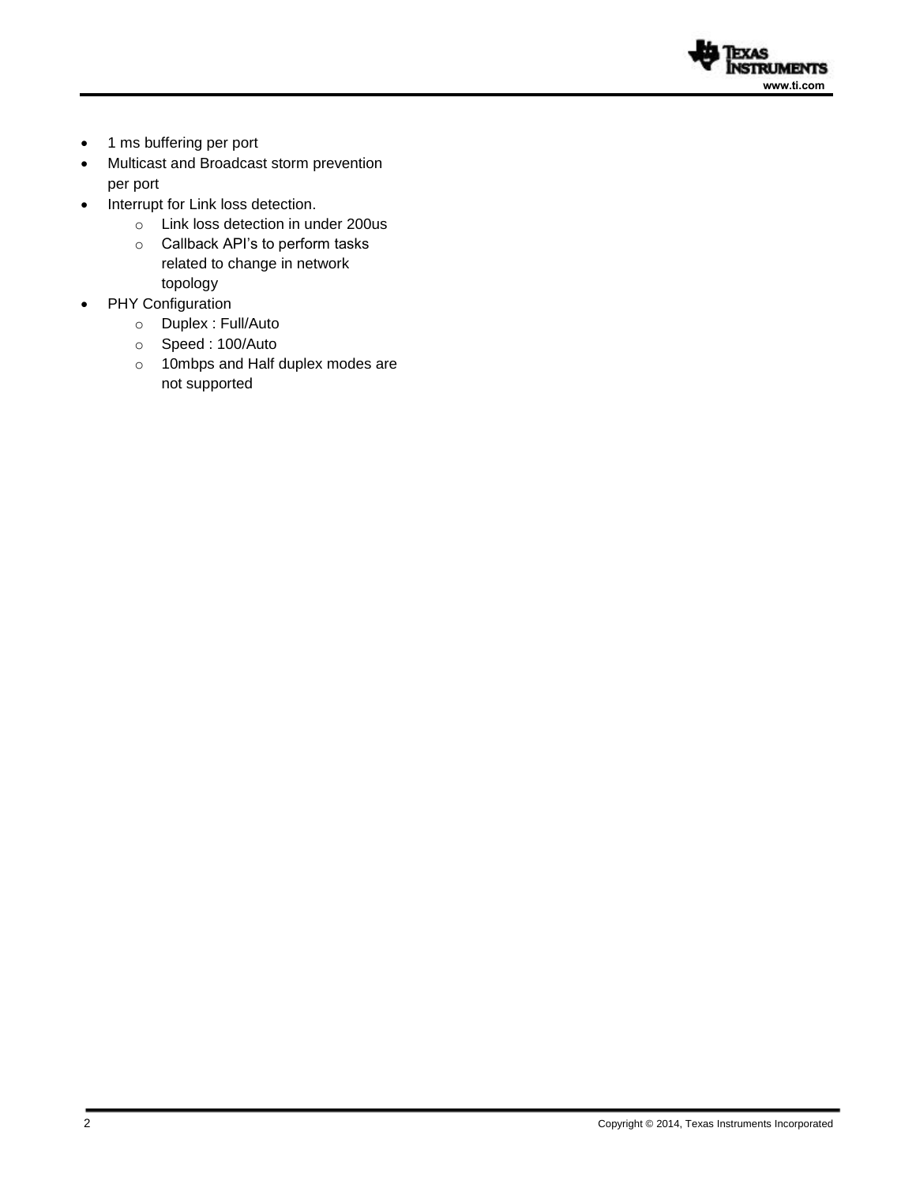- 1 ms buffering per port
- Multicast and Broadcast storm prevention per port
- Interrupt for Link loss detection.
  - Link loss detection in under 200us
  - Callback API's to perform tasks related to change in network topology
- PHY Configuration
  - Duplex : Full/Auto
  - Speed : 100/Auto
  - 10mbps and Half duplex modes are not supported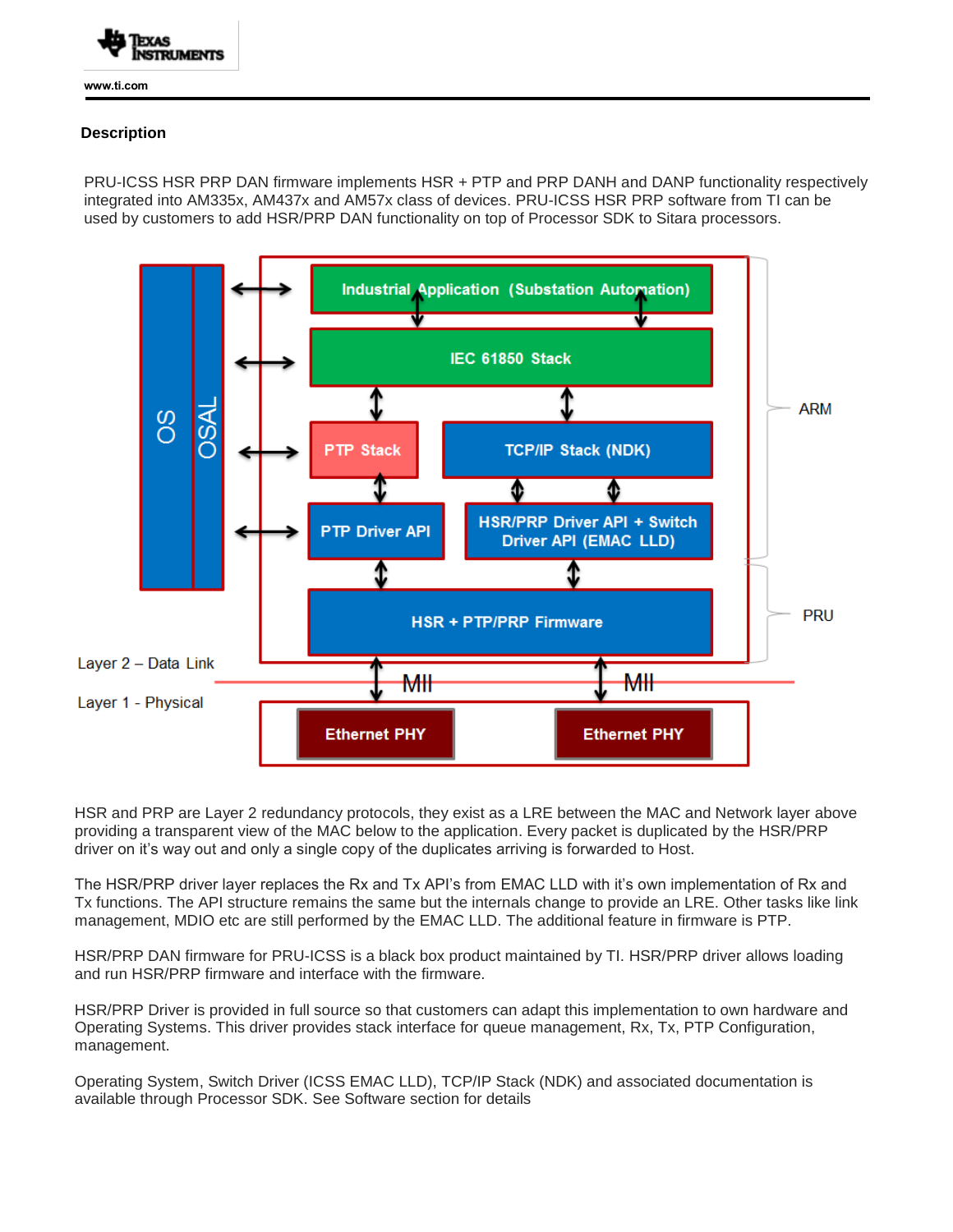### Description

PRU-ICSS HSR PRP DAN firmware implements HSR + PTP and PRP DANH and DANP functionality respectively integrated into AM335x, AM437x and AM57x class of devices. PRU-ICSS HSR PRP software from TI can be used by customers to add HSR/PRP DAN functionality on top of Processor SDK to Sitara processors.

HSR and PRP are Layer 2 redundancy protocols, they exist as a LRE between the MAC and Network layer above providing a transparent view of the MAC below to the application. Every packet is duplicated by the HSR/PRP driver on it's way out and only a single copy of the duplicates arriving is forwarded to Host.

The HSR/PRP driver layer replaces the Rx and Tx API's from EMAC LLD with it's own implementation of Rx and Tx functions. The API structure remains the same but the internals change to provide an LRE. Other tasks like link management, MDIO etc are still performed by the EMAC LLD. The additional feature in firmware is PTP.

HSR/PRP DAN firmware for PRU-ICSS is a black box product maintained by TI. HSR/PRP driver allows loading and run HSR/PRP firmware and interface with the firmware.

HSR/PRP Driver is provided in full source so that customers can adapt this implementation to own hardware and Operating Systems. This driver provides stack interface for queue management, Rx, Tx, PTP Configuration, management.

Operating System, Switch Driver (ICSS EMAC LLD), TCP/IP Stack (NDK) and associated documentation is available through Processor SDK. See Software section for details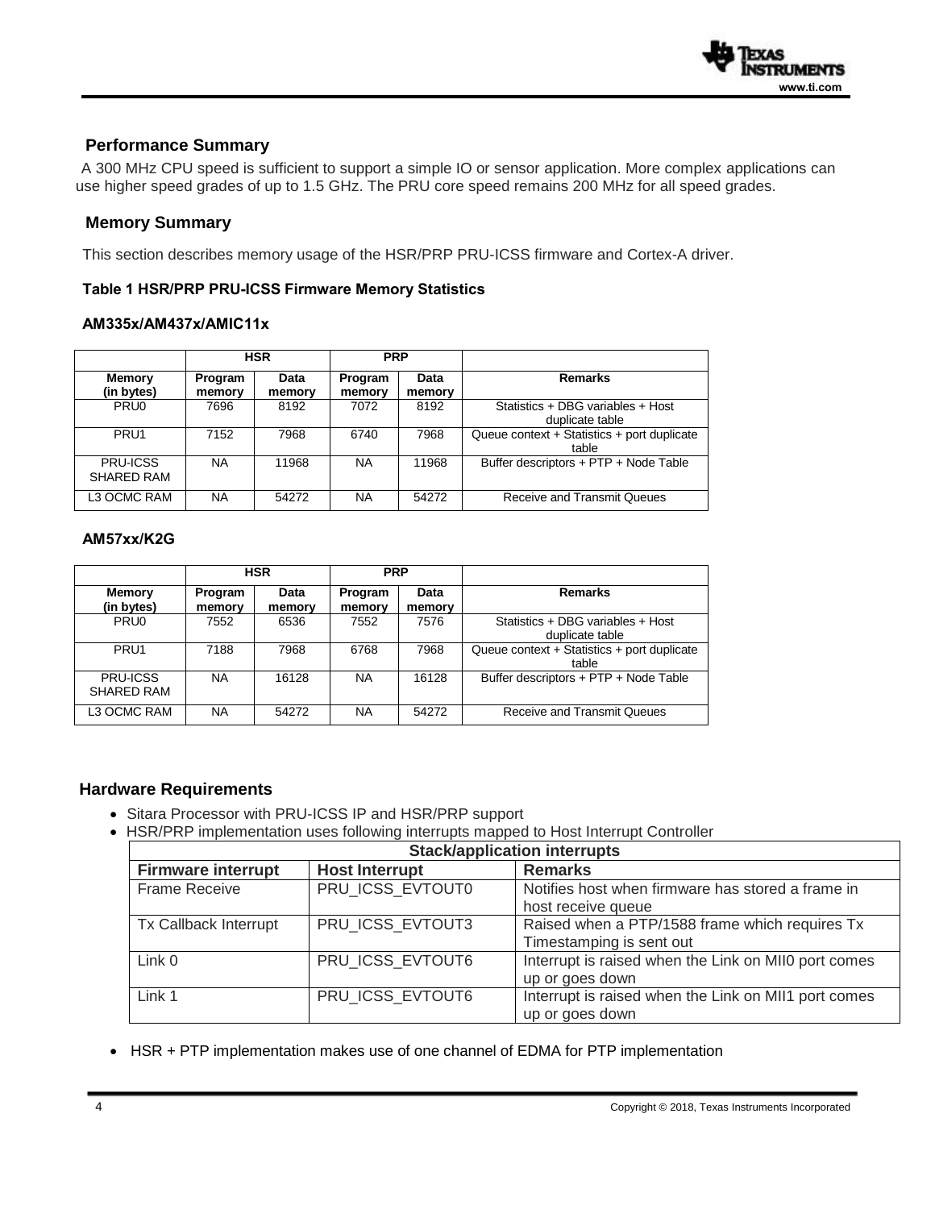## Performance Summary

A 300 MHz CPU speed is sufficient to support a simple IO or sensor application. More complex applications can use higher speed grades of up to 1.5 GHz. The PRU core speed remains 200 MHz for all speed grades.

## Memory Summary

This section describes memory usage of the HSR/PRP PRU-ICSS firmware and Cortex-A driver.

**Table 1 HSR/PRP PRU-ICSS Firmware Memory Statistics**

**AM335x/AM437x/AMIC11x**

| | HSR | | PRP | | |
|---|---|---|---|---|---|
| **Memory (in bytes)** | **Program memory** | **Data memory** | **Program memory** | **Data memory** | **Remarks** |
| PRU0 | 7696 | 8192 | 7072 | 8192 | Statistics + DBG variables + Host duplicate table |
| PRU1 | 7152 | 7968 | 6740 | 7968 | Queue context + Statistics + port duplicate table |
| PRU-ICSS SHARED RAM | NA | 11968 | NA | 11968 | Buffer descriptors + PTP + Node Table |
| L3 OCMC RAM | NA | 54272 | NA | 54272 | Receive and Transmit Queues |

**AM57xx/K2G**

| | HSR | | PRP | | |
|---|---|---|---|---|---|
| **Memory (in bytes)** | **Program memory** | **Data memory** | **Program memory** | **Data memory** | **Remarks** |
| PRU0 | 7552 | 6536 | 7552 | 7576 | Statistics + DBG variables + Host duplicate table |
| PRU1 | 7188 | 7968 | 6768 | 7968 | Queue context + Statistics + port duplicate table |
| PRU-ICSS SHARED RAM | NA | 16128 | NA | 16128 | Buffer descriptors + PTP + Node Table |
| L3 OCMC RAM | NA | 54272 | NA | 54272 | Receive and Transmit Queues |

## Hardware Requirements

- Sitara Processor with PRU-ICSS IP and HSR/PRP support
- HSR/PRP implementation uses following interrupts mapped to Host Interrupt Controller

| Stack/application interrupts | | |
|---|---|---|
| **Firmware interrupt** | **Host Interrupt** | **Remarks** |
| Frame Receive | PRU_ICSS_EVTOUT0 | Notifies host when firmware has stored a frame in host receive queue |
| Tx Callback Interrupt | PRU_ICSS_EVTOUT3 | Raised when a PTP/1588 frame which requires Tx Timestamping is sent out |
| Link 0 | PRU_ICSS_EVTOUT6 | Interrupt is raised when the Link on MII0 port comes up or goes down |
| Link 1 | PRU_ICSS_EVTOUT6 | Interrupt is raised when the Link on MII1 port comes up or goes down |

- HSR + PTP implementation makes use of one channel of EDMA for PTP implementation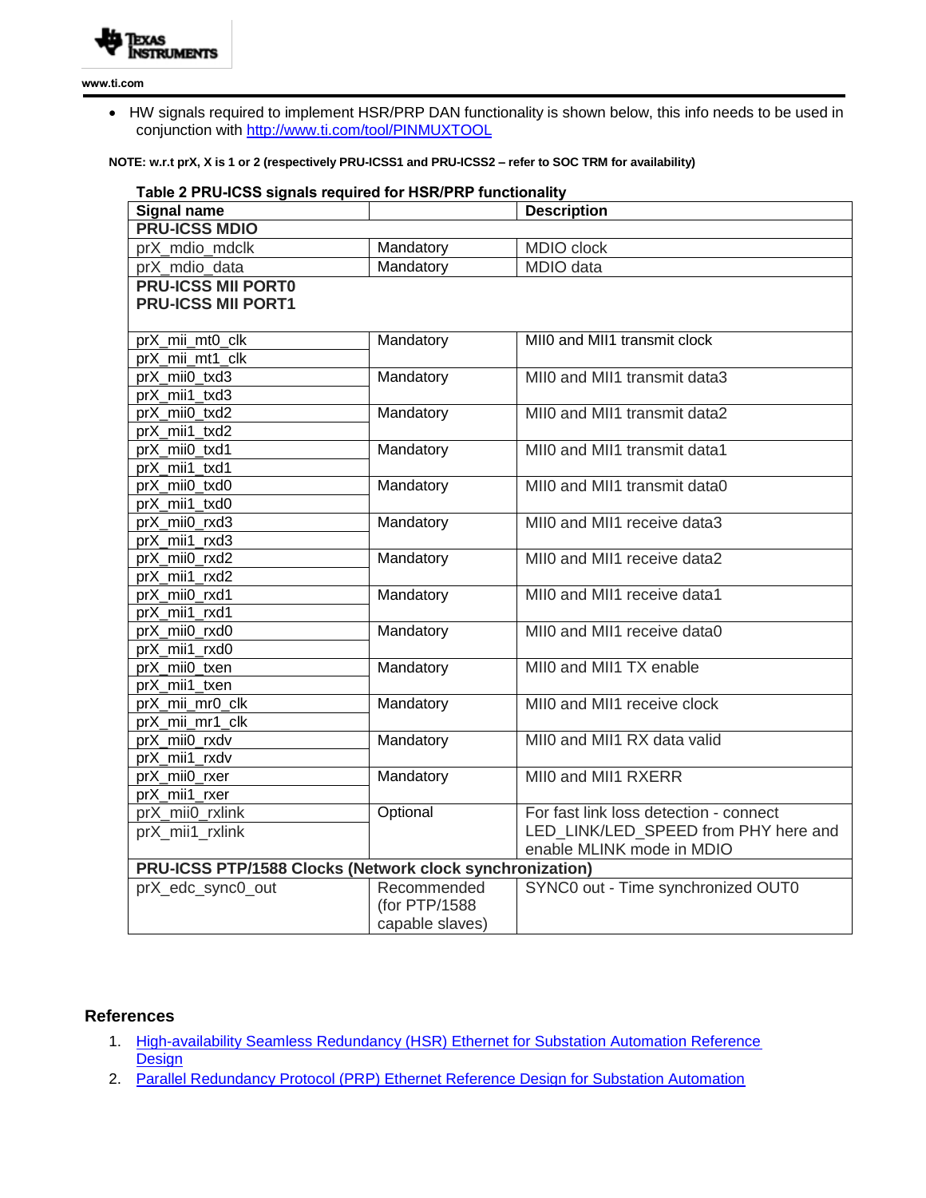- HW signals required to implement HSR/PRP DAN functionality is shown below, this info needs to be used in conjunction with [http://www.ti.com/tool/PINMUXTOOL](http://www.ti.com/tool/PINMUXTOOL)

**NOTE: w.r.t prX, X is 1 or 2 (respectively PRU-ICSS1 and PRU-ICSS2 – refer to SOC TRM for availability)**

**Table 2 PRU-ICSS signals required for HSR/PRP functionality**

| Signal name | | Description |
|---|---|---|
| **PRU-ICSS MDIO** | | |
| prX_mdio_mdclk | Mandatory | MDIO clock |
| prX_mdio_data | Mandatory | MDIO data |
| **PRU-ICSS MII PORT0**<br>**PRU-ICSS MII PORT1** | | |
| prX_mii_mt0_clk<br>prX_mii_mt1_clk | Mandatory | MII0 and MII1 transmit clock |
| prX_mii0_txd3<br>prX_mii1_txd3 | Mandatory | MII0 and MII1 transmit data3 |
| prX_mii0_txd2<br>prX_mii1_txd2 | Mandatory | MII0 and MII1 transmit data2 |
| prX_mii0_txd1<br>prX_mii1_txd1 | Mandatory | MII0 and MII1 transmit data1 |
| prX_mii0_txd0<br>prX_mii1_txd0 | Mandatory | MII0 and MII1 transmit data0 |
| prX_mii0_rxd3<br>prX_mii1_rxd3 | Mandatory | MII0 and MII1 receive data3 |
| prX_mii0_rxd2<br>prX_mii1_rxd2 | Mandatory | MII0 and MII1 receive data2 |
| prX_mii0_rxd1<br>prX_mii1_rxd1 | Mandatory | MII0 and MII1 receive data1 |
| prX_mii0_rxd0<br>prX_mii1_rxd0 | Mandatory | MII0 and MII1 receive data0 |
| prX_mii0_txen<br>prX_mii1_txen | Mandatory | MII0 and MII1 TX enable |
| prX_mii_mr0_clk<br>prX_mii_mr1_clk | Mandatory | MII0 and MII1 receive clock |
| prX_mii0_rxdv<br>prX_mii1_rxdv | Mandatory | MII0 and MII1 RX data valid |
| prX_mii0_rxer<br>prX_mii1_rxer | Mandatory | MII0 and MII1 RXERR |
| prX_mii0_rxlink<br>prX_mii1_rxlink | Optional | For fast link loss detection - connect LED_LINK/LED_SPEED from PHY here and enable MLINK mode in MDIO |
| **PRU-ICSS PTP/1588 Clocks (Network clock synchronization)** | | |
| prX_edc_sync0_out | Recommended (for PTP/1588 capable slaves) | SYNC0 out - Time synchronized OUT0 |

## References

1. [High-availability Seamless Redundancy (HSR) Ethernet for Substation Automation Reference Design]()
2. [Parallel Redundancy Protocol (PRP) Ethernet Reference Design for Substation Automation]()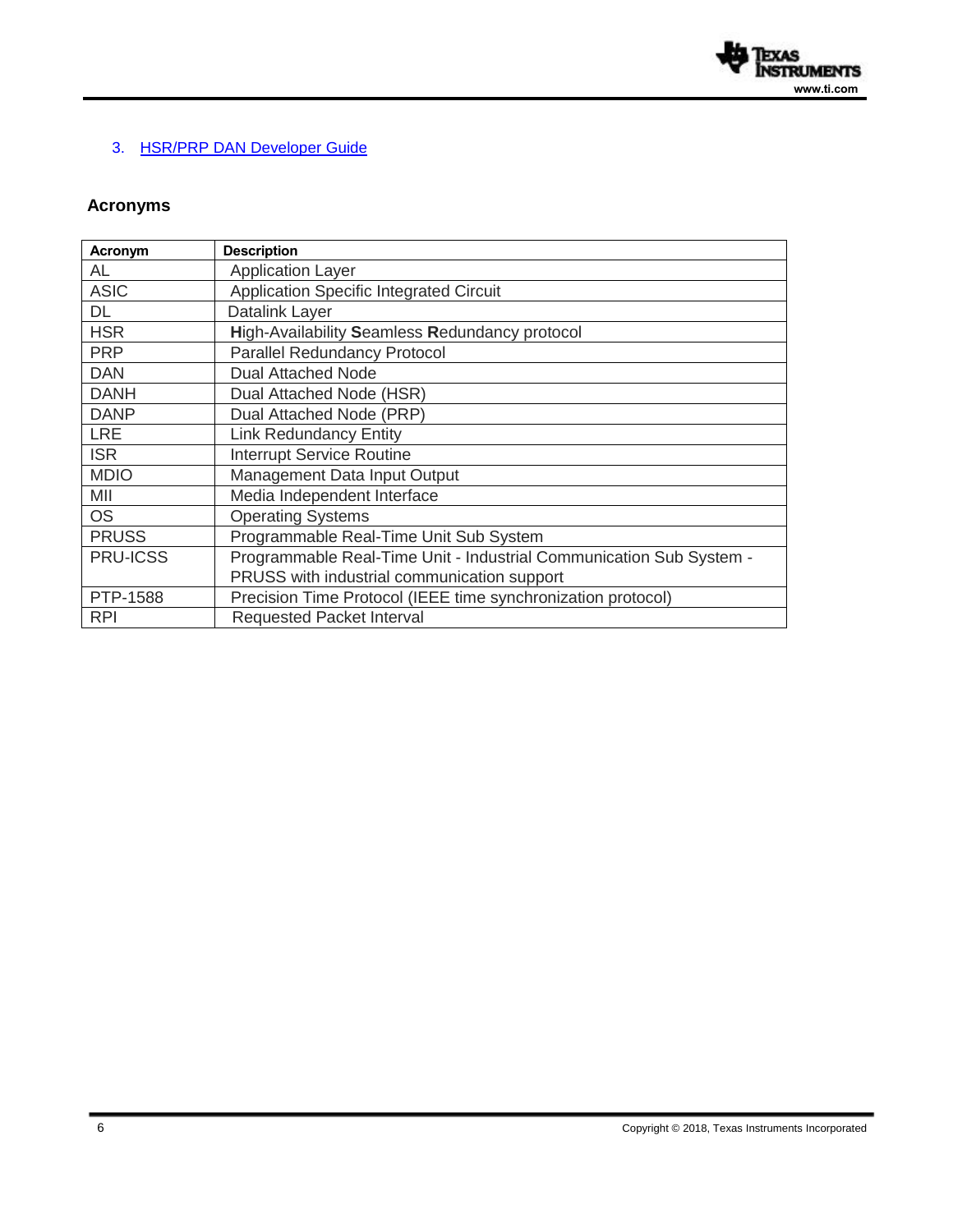3. HSR/PRP DAN Developer Guide

## Acronyms

| Acronym | Description |
| --- | --- |
| AL | Application Layer |
| ASIC | Application Specific Integrated Circuit |
| DL | Datalink Layer |
| HSR | **H**igh-Availability **S**eamless **R**edundancy protocol |
| PRP | Parallel Redundancy Protocol |
| DAN | Dual Attached Node |
| DANH | Dual Attached Node (HSR) |
| DANP | Dual Attached Node (PRP) |
| LRE | Link Redundancy Entity |
| ISR | Interrupt Service Routine |
| MDIO | Management Data Input Output |
| MII | Media Independent Interface |
| OS | Operating Systems |
| PRUSS | Programmable Real-Time Unit Sub System |
| PRU-ICSS | Programmable Real-Time Unit - Industrial Communication Sub System - PRUSS with industrial communication support |
| PTP-1588 | Precision Time Protocol (IEEE time synchronization protocol) |
| RPI | Requested Packet Interval |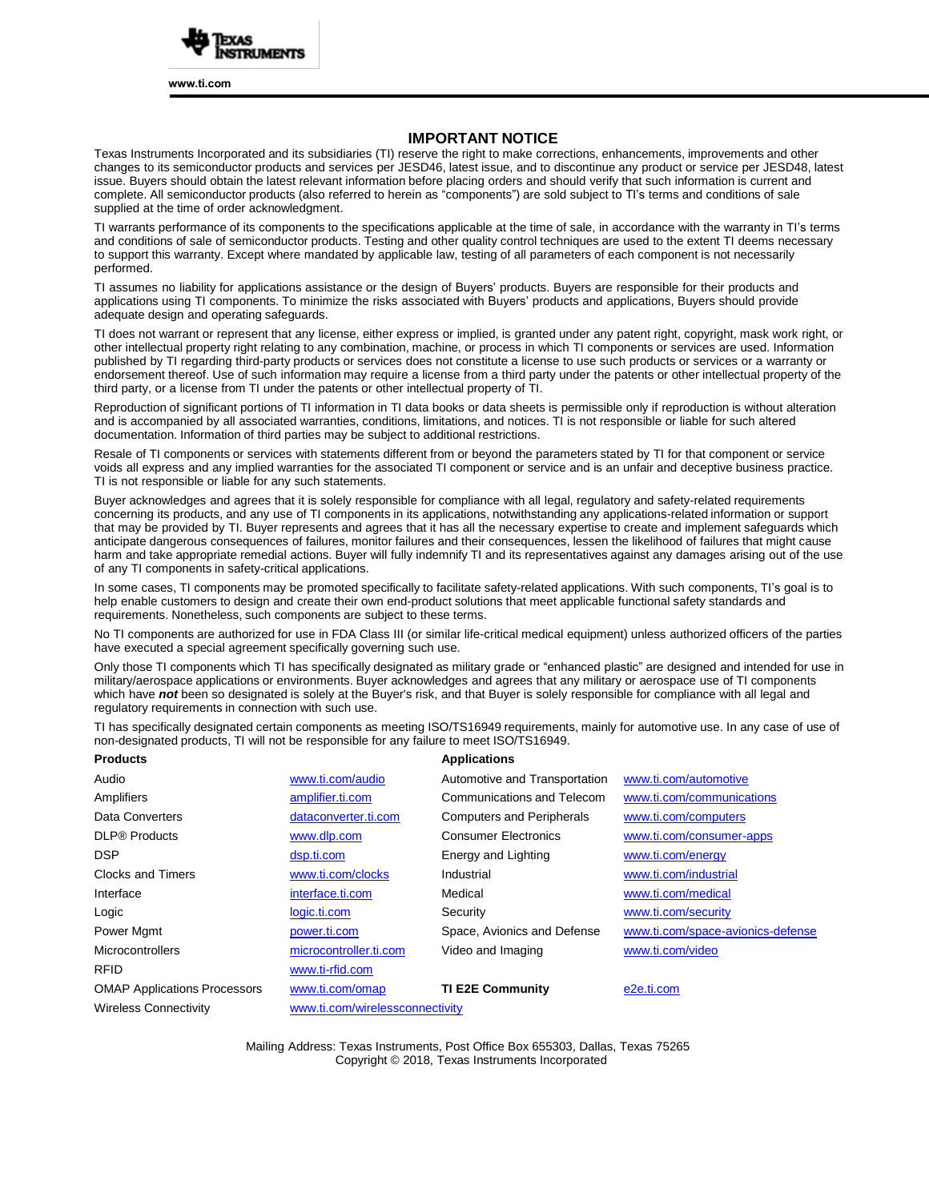# IMPORTANT NOTICE

Texas Instruments Incorporated and its subsidiaries (TI) reserve the right to make corrections, enhancements, improvements and other changes to its semiconductor products and services per JESD46, latest issue, and to discontinue any product or service per JESD48, latest issue. Buyers should obtain the latest relevant information before placing orders and should verify that such information is current and complete. All semiconductor products (also referred to herein as "components") are sold subject to TI's terms and conditions of sale supplied at the time of order acknowledgment.

TI warrants performance of its components to the specifications applicable at the time of sale, in accordance with the warranty in TI's terms and conditions of sale of semiconductor products. Testing and other quality control techniques are used to the extent TI deems necessary to support this warranty. Except where mandated by applicable law, testing of all parameters of each component is not necessarily performed.

TI assumes no liability for applications assistance or the design of Buyers' products. Buyers are responsible for their products and applications using TI components. To minimize the risks associated with Buyers' products and applications, Buyers should provide adequate design and operating safeguards.

TI does not warrant or represent that any license, either express or implied, is granted under any patent right, copyright, mask work right, or other intellectual property right relating to any combination, machine, or process in which TI components or services are used. Information published by TI regarding third-party products or services does not constitute a license to use such products or services or a warranty or endorsement thereof. Use of such information may require a license from a third party under the patents or other intellectual property of the third party, or a license from TI under the patents or other intellectual property of TI.

Reproduction of significant portions of TI information in TI data books or data sheets is permissible only if reproduction is without alteration and is accompanied by all associated warranties, conditions, limitations, and notices. TI is not responsible or liable for such altered documentation. Information of third parties may be subject to additional restrictions.

Resale of TI components or services with statements different from or beyond the parameters stated by TI for that component or service voids all express and any implied warranties for the associated TI component or service and is an unfair and deceptive business practice. TI is not responsible or liable for any such statements.

Buyer acknowledges and agrees that it is solely responsible for compliance with all legal, regulatory and safety-related requirements concerning its products, and any use of TI components in its applications, notwithstanding any applications-related information or support that may be provided by TI. Buyer represents and agrees that it has all the necessary expertise to create and implement safeguards which anticipate dangerous consequences of failures, monitor failures and their consequences, lessen the likelihood of failures that might cause harm and take appropriate remedial actions. Buyer will fully indemnify TI and its representatives against any damages arising out of the use of any TI components in safety-critical applications.

In some cases, TI components may be promoted specifically to facilitate safety-related applications. With such components, TI's goal is to help enable customers to design and create their own end-product solutions that meet applicable functional safety standards and requirements. Nonetheless, such components are subject to these terms.

No TI components are authorized for use in FDA Class III (or similar life-critical medical equipment) unless authorized officers of the parties have executed a special agreement specifically governing such use.

Only those TI components which TI has specifically designated as military grade or "enhanced plastic" are designed and intended for use in military/aerospace applications or environments. Buyer acknowledges and agrees that any military or aerospace use of TI components which have ***not*** been so designated is solely at the Buyer's risk, and that Buyer is solely responsible for compliance with all legal and regulatory requirements in connection with such use.

TI has specifically designated certain components as meeting ISO/TS16949 requirements, mainly for automotive use. In any case of use of non-designated products, TI will not be responsible for any failure to meet ISO/TS16949.

| **Products** | | **Applications** | |
|---|---|---|---|
| Audio | www.ti.com/audio | Automotive and Transportation | www.ti.com/automotive |
| Amplifiers | amplifier.ti.com | Communications and Telecom | www.ti.com/communications |
| Data Converters | dataconverter.ti.com | Computers and Peripherals | www.ti.com/computers |
| DLP® Products | www.dlp.com | Consumer Electronics | www.ti.com/consumer-apps |
| DSP | dsp.ti.com | Energy and Lighting | www.ti.com/energy |
| Clocks and Timers | www.ti.com/clocks | Industrial | www.ti.com/industrial |
| Interface | interface.ti.com | Medical | www.ti.com/medical |
| Logic | logic.ti.com | Security | www.ti.com/security |
| Power Mgmt | power.ti.com | Space, Avionics and Defense | www.ti.com/space-avionics-defense |
| Microcontrollers | microcontroller.ti.com | Video and Imaging | www.ti.com/video |
| RFID | www.ti-rfid.com | | |
| OMAP Applications Processors | www.ti.com/omap | **TI E2E Community** | e2e.ti.com |
| Wireless Connectivity | www.ti.com/wirelessconnectivity | | |

Mailing Address: Texas Instruments, Post Office Box 655303, Dallas, Texas 75265
Copyright © 2018, Texas Instruments Incorporated